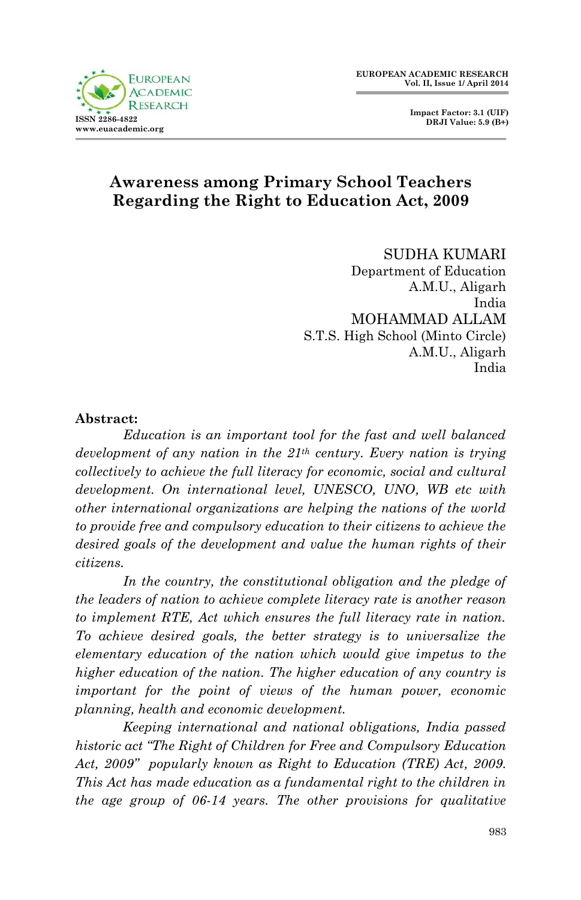# Awareness among Primary School Teachers Regarding the Right to Education Act, 2009

SUDHA KUMARI
Department of Education
A.M.U., Aligarh
India

MOHAMMAD ALLAM
S.T.S. High School (Minto Circle)
A.M.U., Aligarh
India

**Abstract:**

*Education is an important tool for the fast and well balanced development of any nation in the 21th century. Every nation is trying collectively to achieve the full literacy for economic, social and cultural development. On international level, UNESCO, UNO, WB etc with other international organizations are helping the nations of the world to provide free and compulsory education to their citizens to achieve the desired goals of the development and value the human rights of their citizens.*

*In the country, the constitutional obligation and the pledge of the leaders of nation to achieve complete literacy rate is another reason to implement RTE, Act which ensures the full literacy rate in nation. To achieve desired goals, the better strategy is to universalize the elementary education of the nation which would give impetus to the higher education of the nation. The higher education of any country is important for the point of views of the human power, economic planning, health and economic development.*

*Keeping international and national obligations, India passed historic act "The Right of Children for Free and Compulsory Education Act, 2009" popularly known as Right to Education (TRE) Act, 2009. This Act has made education as a fundamental right to the children in the age group of 06-14 years. The other provisions for qualitative*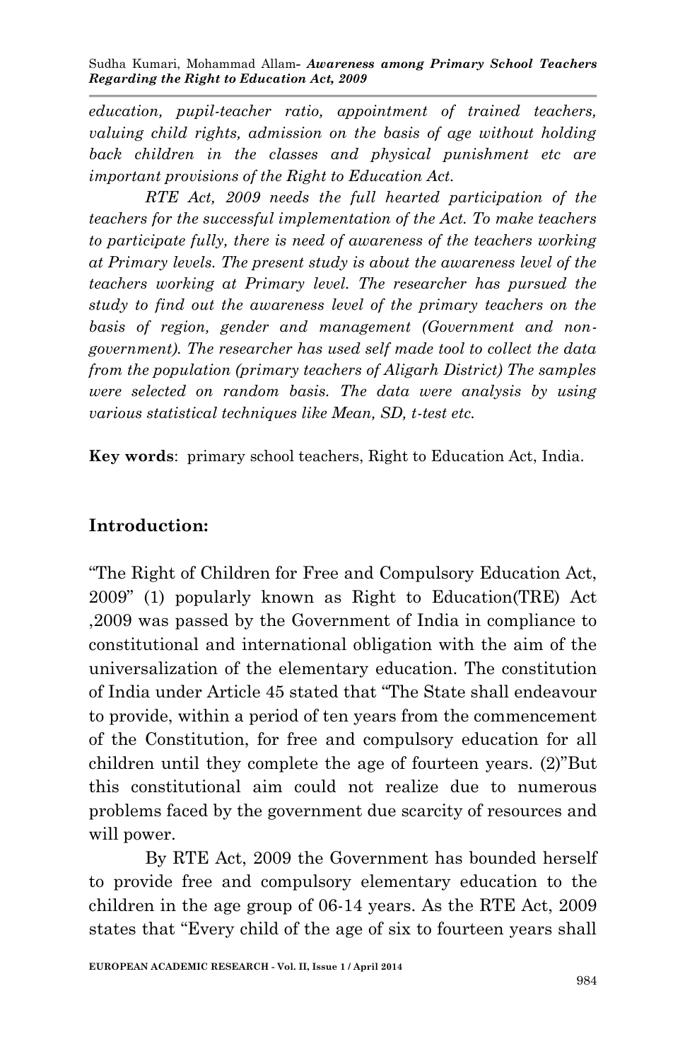*education, pupil-teacher ratio, appointment of trained teachers, valuing child rights, admission on the basis of age without holding back children in the classes and physical punishment etc are important provisions of the Right to Education Act.*

*RTE Act, 2009 needs the full hearted participation of the teachers for the successful implementation of the Act. To make teachers to participate fully, there is need of awareness of the teachers working at Primary levels. The present study is about the awareness level of the teachers working at Primary level. The researcher has pursued the study to find out the awareness level of the primary teachers on the basis of region, gender and management (Government and non-government). The researcher has used self made tool to collect the data from the population (primary teachers of Aligarh District) The samples were selected on random basis. The data were analysis by using various statistical techniques like Mean, SD, t-test etc.*

**Key words**: primary school teachers, Right to Education Act, India.

## Introduction:

"The Right of Children for Free and Compulsory Education Act, 2009" (1) popularly known as Right to Education(TRE) Act ,2009 was passed by the Government of India in compliance to constitutional and international obligation with the aim of the universalization of the elementary education. The constitution of India under Article 45 stated that "The State shall endeavour to provide, within a period of ten years from the commencement of the Constitution, for free and compulsory education for all children until they complete the age of fourteen years. (2)"But this constitutional aim could not realize due to numerous problems faced by the government due scarcity of resources and will power.

By RTE Act, 2009 the Government has bounded herself to provide free and compulsory elementary education to the children in the age group of 06-14 years. As the RTE Act, 2009 states that "Every child of the age of six to fourteen years shall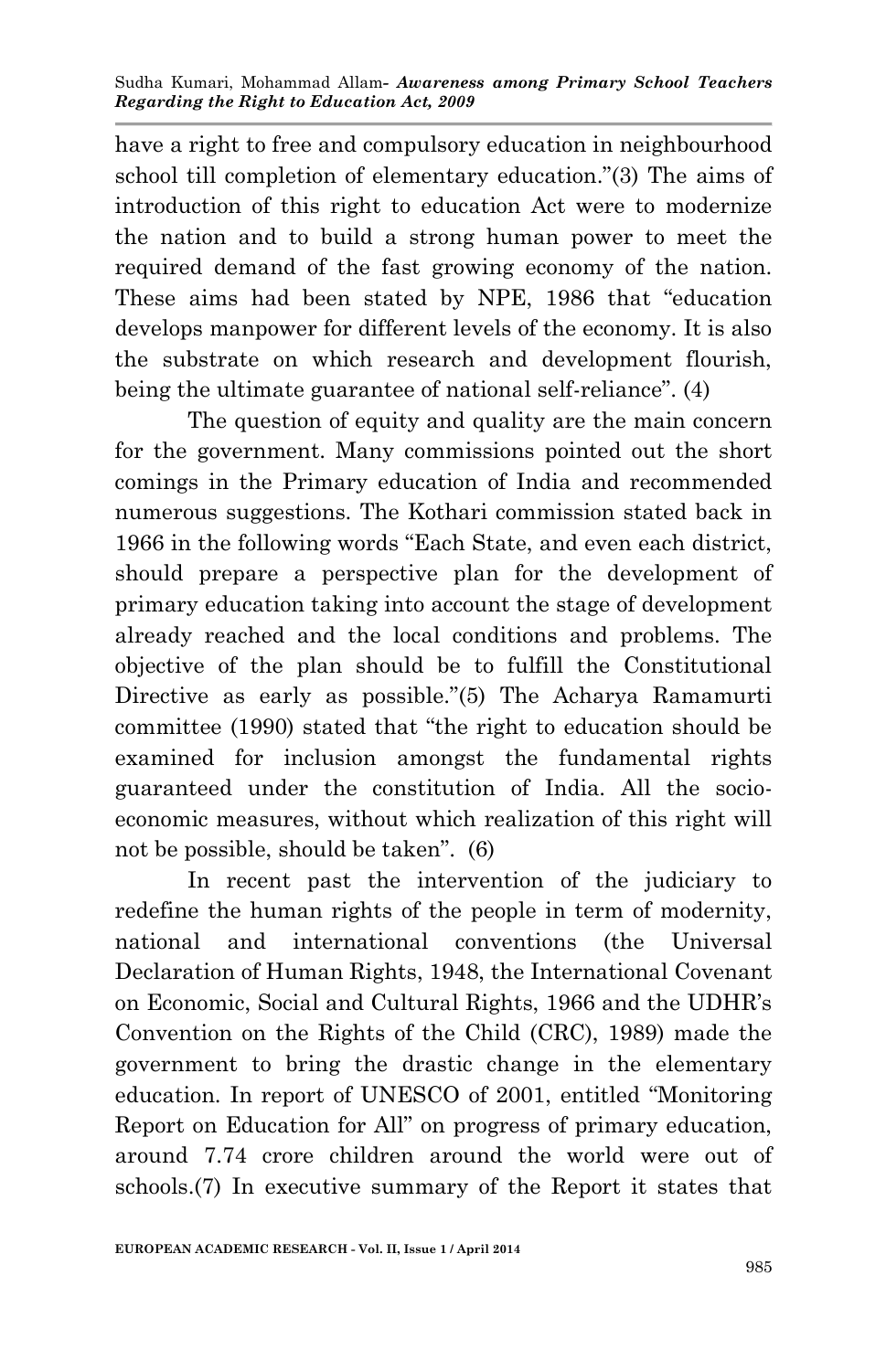have a right to free and compulsory education in neighbourhood school till completion of elementary education."(3) The aims of introduction of this right to education Act were to modernize the nation and to build a strong human power to meet the required demand of the fast growing economy of the nation. These aims had been stated by NPE, 1986 that "education develops manpower for different levels of the economy. It is also the substrate on which research and development flourish, being the ultimate guarantee of national self-reliance". (4)

The question of equity and quality are the main concern for the government. Many commissions pointed out the short comings in the Primary education of India and recommended numerous suggestions. The Kothari commission stated back in 1966 in the following words "Each State, and even each district, should prepare a perspective plan for the development of primary education taking into account the stage of development already reached and the local conditions and problems. The objective of the plan should be to fulfill the Constitutional Directive as early as possible."(5) The Acharya Ramamurti committee (1990) stated that "the right to education should be examined for inclusion amongst the fundamental rights guaranteed under the constitution of India. All the socio-economic measures, without which realization of this right will not be possible, should be taken". (6)

In recent past the intervention of the judiciary to redefine the human rights of the people in term of modernity, national and international conventions (the Universal Declaration of Human Rights, 1948, the International Covenant on Economic, Social and Cultural Rights, 1966 and the UDHR's Convention on the Rights of the Child (CRC), 1989) made the government to bring the drastic change in the elementary education. In report of UNESCO of 2001, entitled "Monitoring Report on Education for All" on progress of primary education, around 7.74 crore children around the world were out of schools.(7) In executive summary of the Report it states that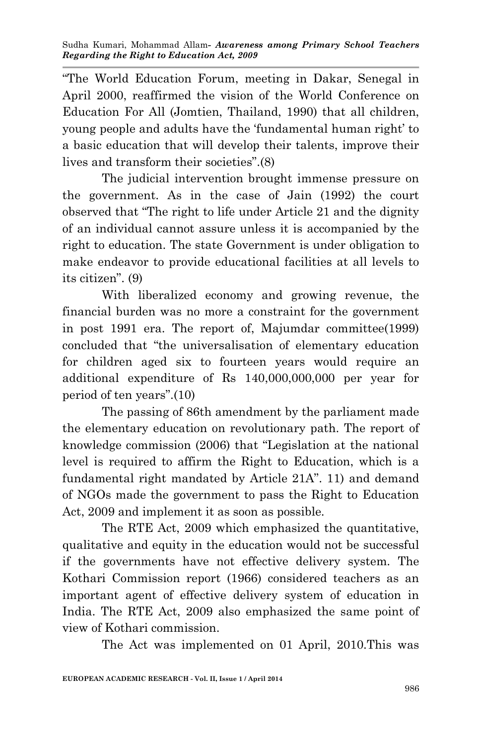"The World Education Forum, meeting in Dakar, Senegal in April 2000, reaffirmed the vision of the World Conference on Education For All (Jomtien, Thailand, 1990) that all children, young people and adults have the 'fundamental human right' to a basic education that will develop their talents, improve their lives and transform their societies".(8)

The judicial intervention brought immense pressure on the government. As in the case of Jain (1992) the court observed that "The right to life under Article 21 and the dignity of an individual cannot assure unless it is accompanied by the right to education. The state Government is under obligation to make endeavor to provide educational facilities at all levels to its citizen". (9)

With liberalized economy and growing revenue, the financial burden was no more a constraint for the government in post 1991 era. The report of, Majumdar committee(1999) concluded that "the universalisation of elementary education for children aged six to fourteen years would require an additional expenditure of Rs 140,000,000,000 per year for period of ten years".(10)

The passing of 86th amendment by the parliament made the elementary education on revolutionary path. The report of knowledge commission (2006) that "Legislation at the national level is required to affirm the Right to Education, which is a fundamental right mandated by Article 21A". 11) and demand of NGOs made the government to pass the Right to Education Act, 2009 and implement it as soon as possible.

The RTE Act, 2009 which emphasized the quantitative, qualitative and equity in the education would not be successful if the governments have not effective delivery system. The Kothari Commission report (1966) considered teachers as an important agent of effective delivery system of education in India. The RTE Act, 2009 also emphasized the same point of view of Kothari commission.

The Act was implemented on 01 April, 2010.This was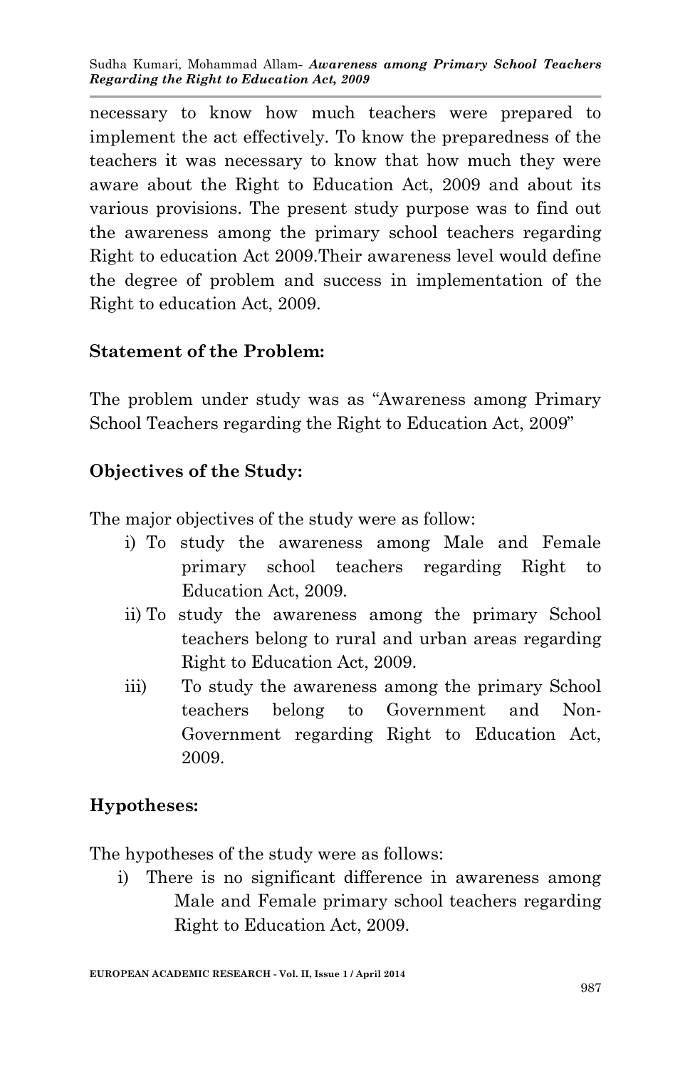necessary to know how much teachers were prepared to implement the act effectively. To know the preparedness of the teachers it was necessary to know that how much they were aware about the Right to Education Act, 2009 and about its various provisions. The present study purpose was to find out the awareness among the primary school teachers regarding Right to education Act 2009.Their awareness level would define the degree of problem and success in implementation of the Right to education Act, 2009.

**Statement of the Problem:**

The problem under study was as “Awareness among Primary School Teachers regarding the Right to Education Act, 2009”

**Objectives of the Study:**

The major objectives of the study were as follow:

i) To study the awareness among Male and Female primary school teachers regarding Right to Education Act, 2009.

ii) To study the awareness among the primary School teachers belong to rural and urban areas regarding Right to Education Act, 2009.

iii) To study the awareness among the primary School teachers belong to Government and Non-Government regarding Right to Education Act, 2009.

**Hypotheses:**

The hypotheses of the study were as follows:

i) There is no significant difference in awareness among Male and Female primary school teachers regarding Right to Education Act, 2009.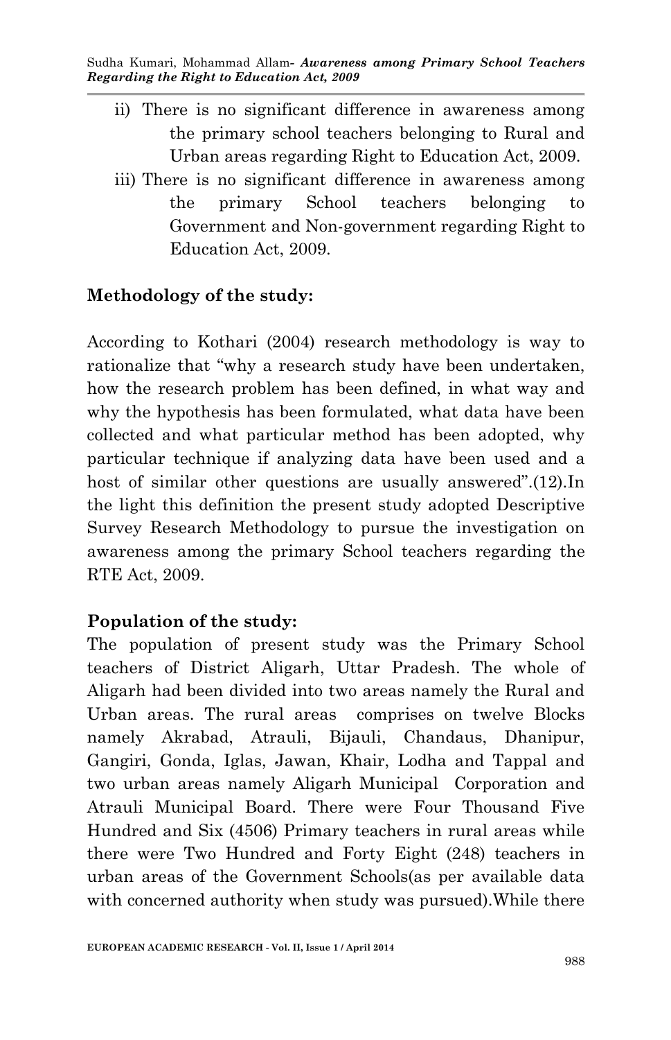ii) There is no significant difference in awareness among the primary school teachers belonging to Rural and Urban areas regarding Right to Education Act, 2009.

iii) There is no significant difference in awareness among the primary School teachers belonging to Government and Non-government regarding Right to Education Act, 2009.

**Methodology of the study:**

According to Kothari (2004) research methodology is way to rationalize that "why a research study have been undertaken, how the research problem has been defined, in what way and why the hypothesis has been formulated, what data have been collected and what particular method has been adopted, why particular technique if analyzing data have been used and a host of similar other questions are usually answered".(12).In the light this definition the present study adopted Descriptive Survey Research Methodology to pursue the investigation on awareness among the primary School teachers regarding the RTE Act, 2009.

**Population of the study:**

The population of present study was the Primary School teachers of District Aligarh, Uttar Pradesh. The whole of Aligarh had been divided into two areas namely the Rural and Urban areas. The rural areas comprises on twelve Blocks namely Akrabad, Atrauli, Bijauli, Chandaus, Dhanipur, Gangiri, Gonda, Iglas, Jawan, Khair, Lodha and Tappal and two urban areas namely Aligarh Municipal Corporation and Atrauli Municipal Board. There were Four Thousand Five Hundred and Six (4506) Primary teachers in rural areas while there were Two Hundred and Forty Eight (248) teachers in urban areas of the Government Schools(as per available data with concerned authority when study was pursued).While there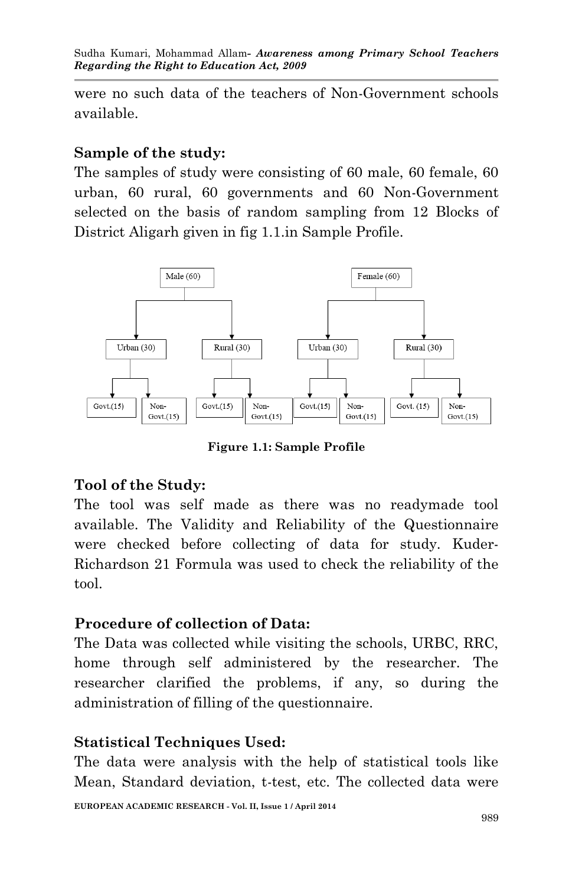were no such data of the teachers of Non-Government schools available.

## Sample of the study:

The samples of study were consisting of 60 male, 60 female, 60 urban, 60 rural, 60 governments and 60 Non-Government selected on the basis of random sampling from 12 Blocks of District Aligarh given in fig 1.1.in Sample Profile.

- Male (60)
  - Urban (30)
    - Govt.(15)
    - Non-Govt.(15)
  - Rural (30)
    - Govt.(15)
    - Non-Govt.(15)
- Female (60)
  - Urban (30)
    - Govt.(15)
    - Non-Govt.(15)
  - Rural (30)
    - Govt. (15)
    - Non-Govt.(15)

**Figure 1.1: Sample Profile**

## Tool of the Study:

The tool was self made as there was no readymade tool available. The Validity and Reliability of the Questionnaire were checked before collecting of data for study. Kuder-Richardson 21 Formula was used to check the reliability of the tool.

## Procedure of collection of Data:

The Data was collected while visiting the schools, URBC, RRC, home through self administered by the researcher. The researcher clarified the problems, if any, so during the administration of filling of the questionnaire.

## Statistical Techniques Used:

The data were analysis with the help of statistical tools like Mean, Standard deviation, t-test, etc. The collected data were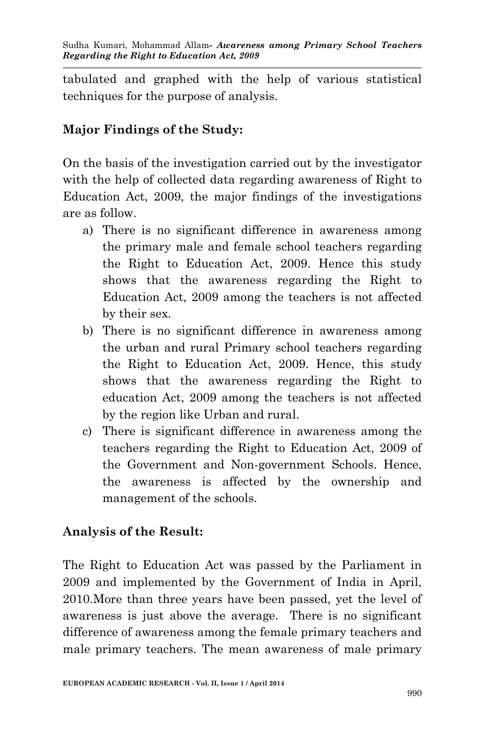tabulated and graphed with the help of various statistical techniques for the purpose of analysis.

**Major Findings of the Study:**

On the basis of the investigation carried out by the investigator with the help of collected data regarding awareness of Right to Education Act, 2009, the major findings of the investigations are as follow.

a) There is no significant difference in awareness among the primary male and female school teachers regarding the Right to Education Act, 2009. Hence this study shows that the awareness regarding the Right to Education Act, 2009 among the teachers is not affected by their sex.
b) There is no significant difference in awareness among the urban and rural Primary school teachers regarding the Right to Education Act, 2009. Hence, this study shows that the awareness regarding the Right to education Act, 2009 among the teachers is not affected by the region like Urban and rural.
c) There is significant difference in awareness among the teachers regarding the Right to Education Act, 2009 of the Government and Non-government Schools. Hence, the awareness is affected by the ownership and management of the schools.

**Analysis of the Result:**

The Right to Education Act was passed by the Parliament in 2009 and implemented by the Government of India in April, 2010.More than three years have been passed, yet the level of awareness is just above the average. There is no significant difference of awareness among the female primary teachers and male primary teachers. The mean awareness of male primary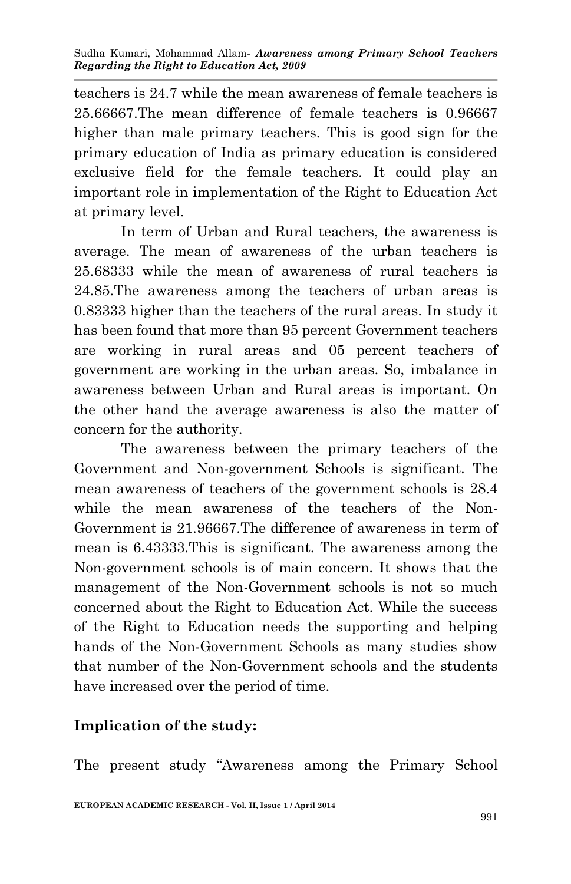teachers is 24.7 while the mean awareness of female teachers is 25.66667.The mean difference of female teachers is 0.96667 higher than male primary teachers. This is good sign for the primary education of India as primary education is considered exclusive field for the female teachers. It could play an important role in implementation of the Right to Education Act at primary level.

In term of Urban and Rural teachers, the awareness is average. The mean of awareness of the urban teachers is 25.68333 while the mean of awareness of rural teachers is 24.85.The awareness among the teachers of urban areas is 0.83333 higher than the teachers of the rural areas. In study it has been found that more than 95 percent Government teachers are working in rural areas and 05 percent teachers of government are working in the urban areas. So, imbalance in awareness between Urban and Rural areas is important. On the other hand the average awareness is also the matter of concern for the authority.

The awareness between the primary teachers of the Government and Non-government Schools is significant. The mean awareness of teachers of the government schools is 28.4 while the mean awareness of the teachers of the Non-Government is 21.96667.The difference of awareness in term of mean is 6.43333.This is significant. The awareness among the Non-government schools is of main concern. It shows that the management of the Non-Government schools is not so much concerned about the Right to Education Act. While the success of the Right to Education needs the supporting and helping hands of the Non-Government Schools as many studies show that number of the Non-Government schools and the students have increased over the period of time.

**Implication of the study:**

The present study "Awareness among the Primary School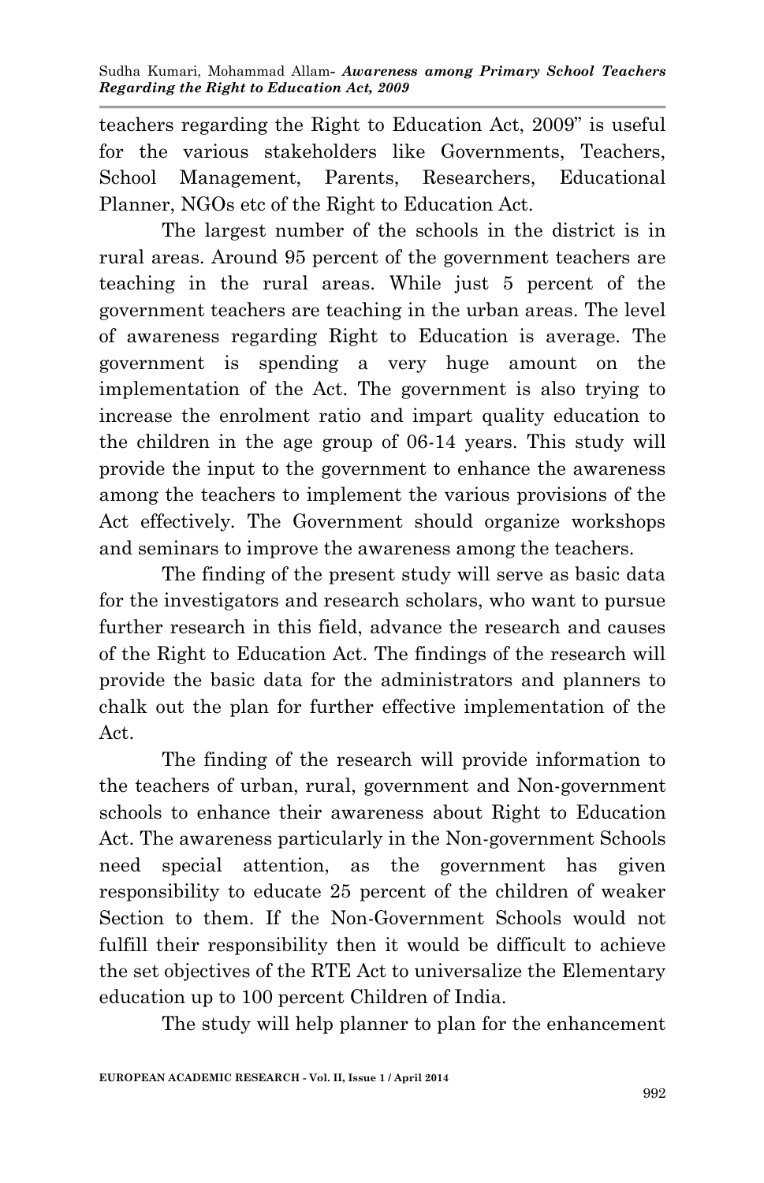teachers regarding the Right to Education Act, 2009" is useful for the various stakeholders like Governments, Teachers, School Management, Parents, Researchers, Educational Planner, NGOs etc of the Right to Education Act.

The largest number of the schools in the district is in rural areas. Around 95 percent of the government teachers are teaching in the rural areas. While just 5 percent of the government teachers are teaching in the urban areas. The level of awareness regarding Right to Education is average. The government is spending a very huge amount on the implementation of the Act. The government is also trying to increase the enrolment ratio and impart quality education to the children in the age group of 06-14 years. This study will provide the input to the government to enhance the awareness among the teachers to implement the various provisions of the Act effectively. The Government should organize workshops and seminars to improve the awareness among the teachers.

The finding of the present study will serve as basic data for the investigators and research scholars, who want to pursue further research in this field, advance the research and causes of the Right to Education Act. The findings of the research will provide the basic data for the administrators and planners to chalk out the plan for further effective implementation of the Act.

The finding of the research will provide information to the teachers of urban, rural, government and Non-government schools to enhance their awareness about Right to Education Act. The awareness particularly in the Non-government Schools need special attention, as the government has given responsibility to educate 25 percent of the children of weaker Section to them. If the Non-Government Schools would not fulfill their responsibility then it would be difficult to achieve the set objectives of the RTE Act to universalize the Elementary education up to 100 percent Children of India.

The study will help planner to plan for the enhancement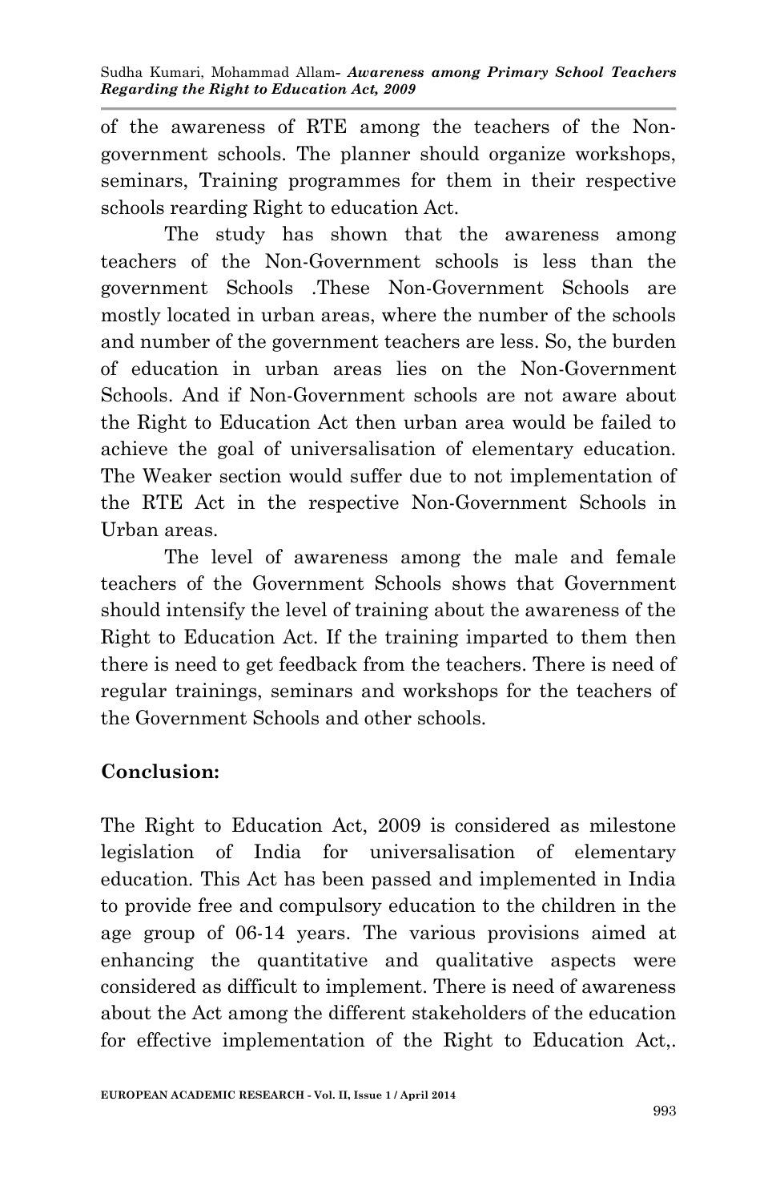of the awareness of RTE among the teachers of the Non-government schools. The planner should organize workshops, seminars, Training programmes for them in their respective schools rearding Right to education Act.

The study has shown that the awareness among teachers of the Non-Government schools is less than the government Schools .These Non-Government Schools are mostly located in urban areas, where the number of the schools and number of the government teachers are less. So, the burden of education in urban areas lies on the Non-Government Schools. And if Non-Government schools are not aware about the Right to Education Act then urban area would be failed to achieve the goal of universalisation of elementary education. The Weaker section would suffer due to not implementation of the RTE Act in the respective Non-Government Schools in Urban areas.

The level of awareness among the male and female teachers of the Government Schools shows that Government should intensify the level of training about the awareness of the Right to Education Act. If the training imparted to them then there is need to get feedback from the teachers. There is need of regular trainings, seminars and workshops for the teachers of the Government Schools and other schools.

**Conclusion:**

The Right to Education Act, 2009 is considered as milestone legislation of India for universalisation of elementary education. This Act has been passed and implemented in India to provide free and compulsory education to the children in the age group of 06-14 years. The various provisions aimed at enhancing the quantitative and qualitative aspects were considered as difficult to implement. There is need of awareness about the Act among the different stakeholders of the education for effective implementation of the Right to Education Act,.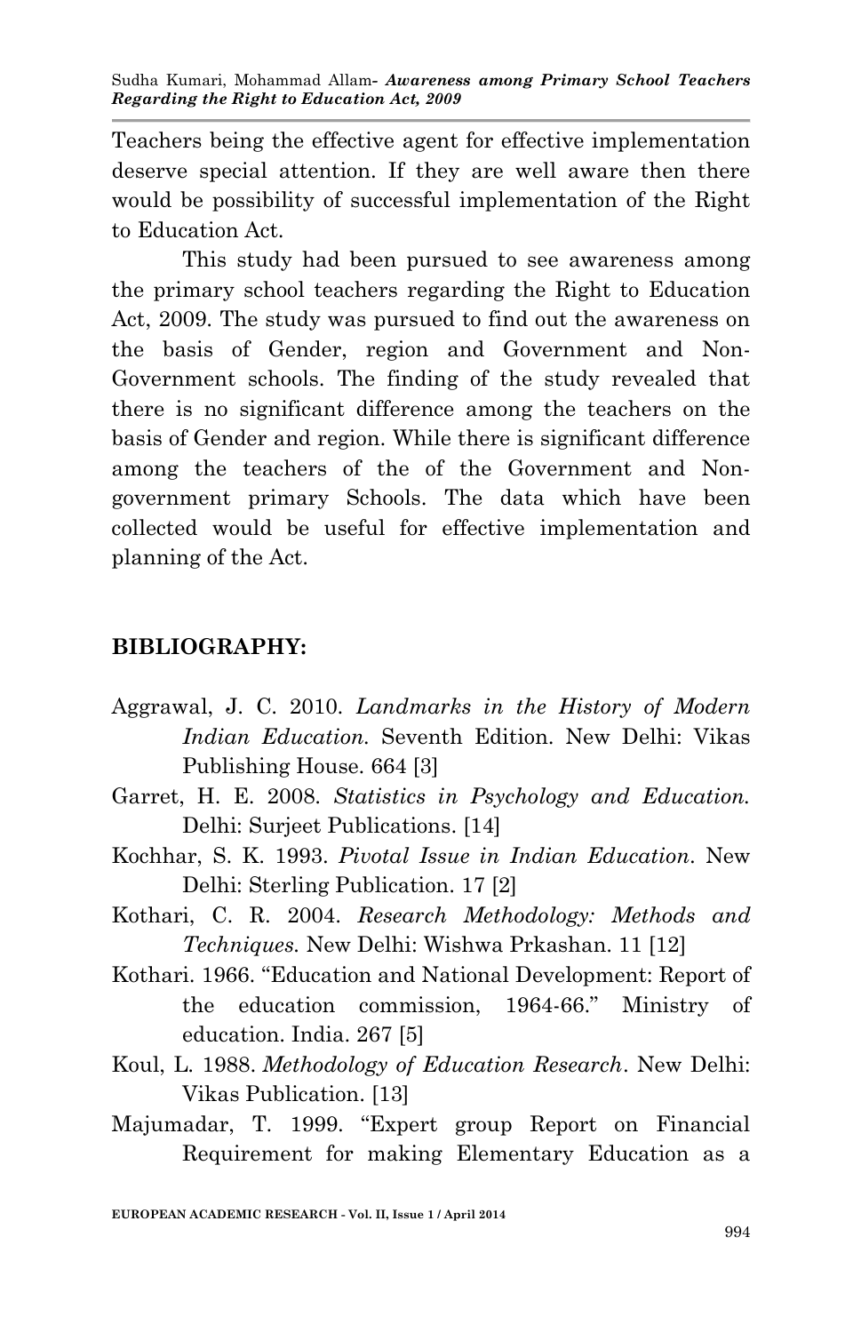Teachers being the effective agent for effective implementation deserve special attention. If they are well aware then there would be possibility of successful implementation of the Right to Education Act.

This study had been pursued to see awareness among the primary school teachers regarding the Right to Education Act, 2009. The study was pursued to find out the awareness on the basis of Gender, region and Government and Non-Government schools. The finding of the study revealed that there is no significant difference among the teachers on the basis of Gender and region. While there is significant difference among the teachers of the of the Government and Non-government primary Schools. The data which have been collected would be useful for effective implementation and planning of the Act.

## BIBLIOGRAPHY:

Aggrawal, J. C. 2010. *Landmarks in the History of Modern Indian Education.* Seventh Edition. New Delhi: Vikas Publishing House. 664 [3]

Garret, H. E. 2008. *Statistics in Psychology and Education.* Delhi: Surjeet Publications. [14]

Kochhar, S. K. 1993. *Pivotal Issue in Indian Education*. New Delhi: Sterling Publication. 17 [2]

Kothari, C. R. 2004. *Research Methodology: Methods and Techniques.* New Delhi: Wishwa Prkashan. 11 [12]

Kothari. 1966. "Education and National Development: Report of the education commission, 1964-66." Ministry of education. India. 267 [5]

Koul, L. 1988. *Methodology of Education Research*. New Delhi: Vikas Publication. [13]

Majumadar, T. 1999. "Expert group Report on Financial Requirement for making Elementary Education as a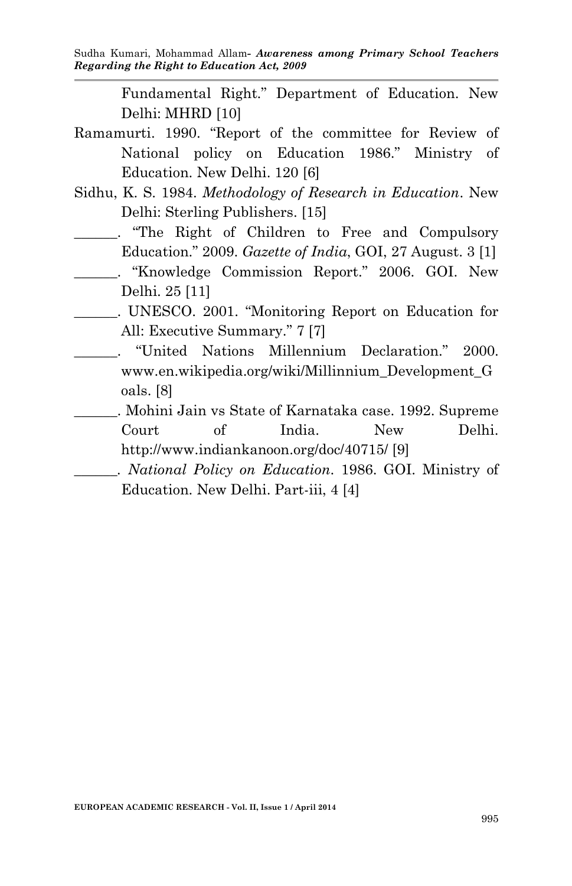Fundamental Right." Department of Education. New Delhi: MHRD [10]

Ramamurti. 1990. "Report of the committee for Review of National policy on Education 1986." Ministry of Education. New Delhi. 120 [6]

Sidhu, K. S. 1984. *Methodology of Research in Education*. New Delhi: Sterling Publishers. [15]

______. "The Right of Children to Free and Compulsory Education." 2009. *Gazette of India*, GOI, 27 August. 3 [1]

______. "Knowledge Commission Report." 2006. GOI. New Delhi. 25 [11]

______. UNESCO. 2001. "Monitoring Report on Education for All: Executive Summary." 7 [7]

______. "United Nations Millennium Declaration." 2000. www.en.wikipedia.org/wiki/Millinnium_Development_Goals. [8]

______. Mohini Jain vs State of Karnataka case. 1992. Supreme Court of India. New Delhi. http://www.indiankanoon.org/doc/40715/ [9]

______. *National Policy on Education*. 1986. GOI. Ministry of Education. New Delhi. Part-iii, 4 [4]